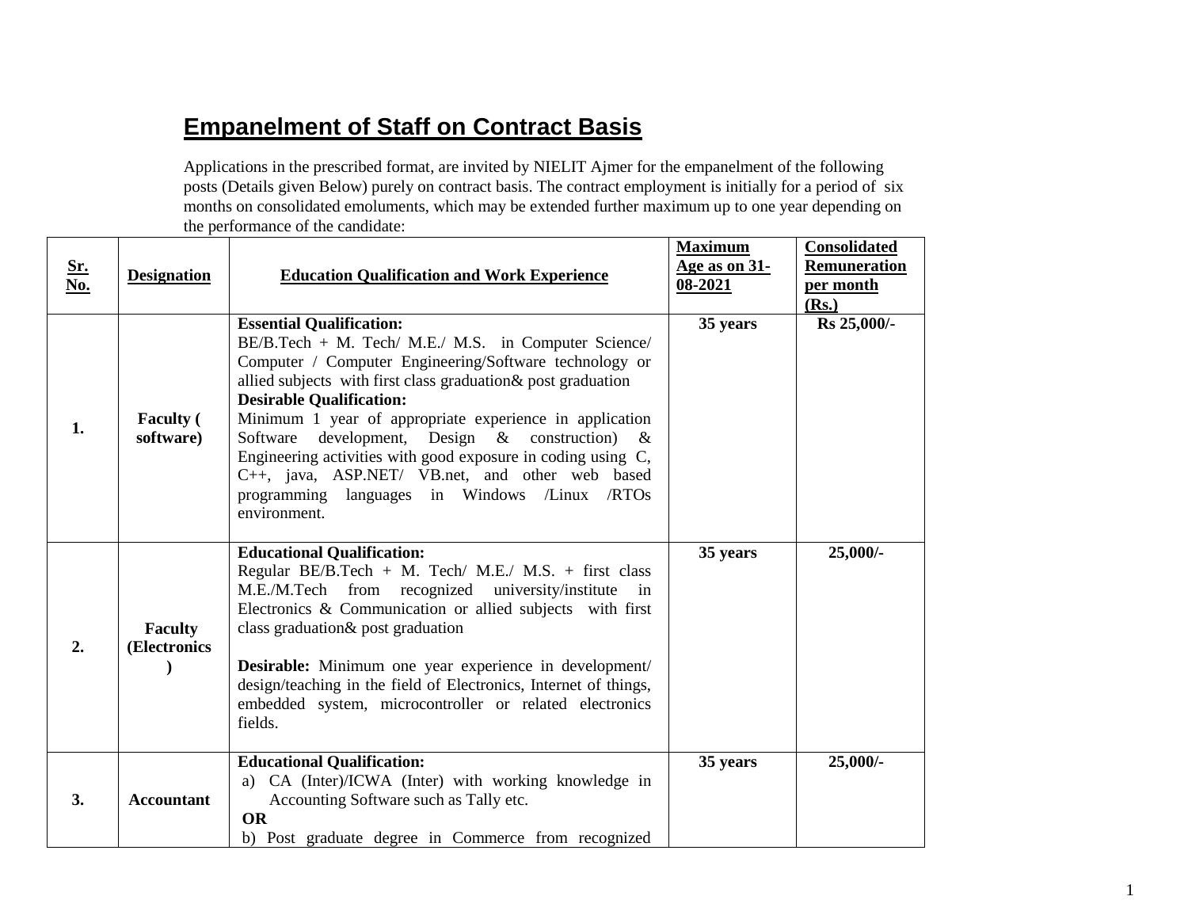# Empanelment of Staff on Contract Basis

Applications in the prescribed format, are invited by NIELIT Ajmer for the empanelment of the following posts (Details given Below) purely on contract basis. The contract employment is initially for a period of six months on consolidated emoluments, which may be extended further maximum up to one year depending on the performance of the candidate:

| Sr. No. | Designation | Education Qualification and Work Experience | Maximum Age as on 31-08-2021 | Consolidated Remuneration per month (Rs.) |
|---|---|---|---|---|
| 1. | Faculty ( software) | **Essential Qualification:**<br>BE/B.Tech + M. Tech/ M.E./ M.S. in Computer Science/ Computer / Computer Engineering/Software technology or allied subjects with first class graduation& post graduation<br>**Desirable Qualification:**<br>Minimum 1 year of appropriate experience in application Software development, Design & construction) & Engineering activities with good exposure in coding using C, C++, java, ASP.NET/ VB.net, and other web based programming languages in Windows /Linux /RTOs environment. | 35 years | Rs 25,000/- |
| 2. | Faculty (Electronics) | **Educational Qualification:**<br>Regular BE/B.Tech + M. Tech/ M.E./ M.S. + first class M.E./M.Tech from recognized university/institute in Electronics & Communication or allied subjects with first class graduation& post graduation<br><br>**Desirable:** Minimum one year experience in development/ design/teaching in the field of Electronics, Internet of things, embedded system, microcontroller or related electronics fields. | 35 years | 25,000/- |
| 3. | Accountant | **Educational Qualification:**<br>a) CA (Inter)/ICWA (Inter) with working knowledge in Accounting Software such as Tally etc.<br>**OR**<br>b) Post graduate degree in Commerce from recognized | 35 years | 25,000/- |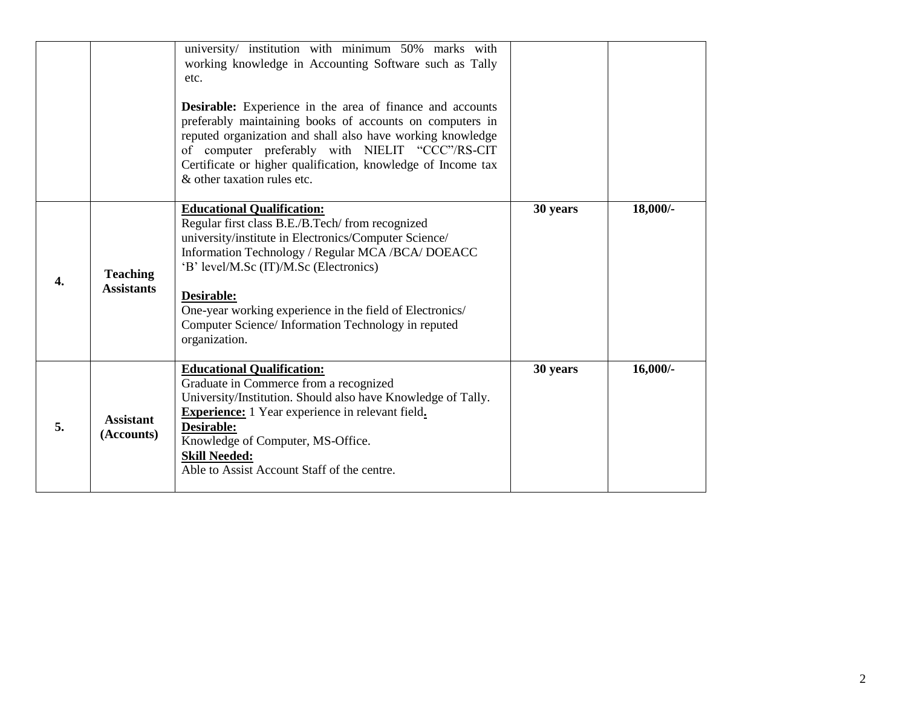| | | | | |
|---|---|---|---|---|
| | | university/ institution with minimum 50% marks with working knowledge in Accounting Software such as Tally etc.<br><br>**Desirable:** Experience in the area of finance and accounts preferably maintaining books of accounts on computers in reputed organization and shall also have working knowledge of computer preferably with NIELIT "CCC"/RS-CIT Certificate or higher qualification, knowledge of Income tax & other taxation rules etc. | | |
| **4.** | **Teaching Assistants** | **<u>Educational Qualification:</u>**<br>Regular first class B.E./B.Tech/ from recognized university/institute in Electronics/Computer Science/ Information Technology / Regular MCA /BCA/ DOEACC 'B' level/M.Sc (IT)/M.Sc (Electronics)<br><br>**<u>Desirable:</u>**<br>One-year working experience in the field of Electronics/ Computer Science/ Information Technology in reputed organization. | **30 years** | **18,000/-** |
| **5.** | **Assistant (Accounts)** | **<u>Educational Qualification:</u>**<br>Graduate in Commerce from a recognized University/Institution. Should also have Knowledge of Tally.<br>**<u>Experience:</u>** 1 Year experience in relevant field.<br>**<u>Desirable:</u>**<br>Knowledge of Computer, MS-Office.<br>**<u>Skill Needed:</u>**<br>Able to Assist Account Staff of the centre. | **30 years** | **16,000/-** |